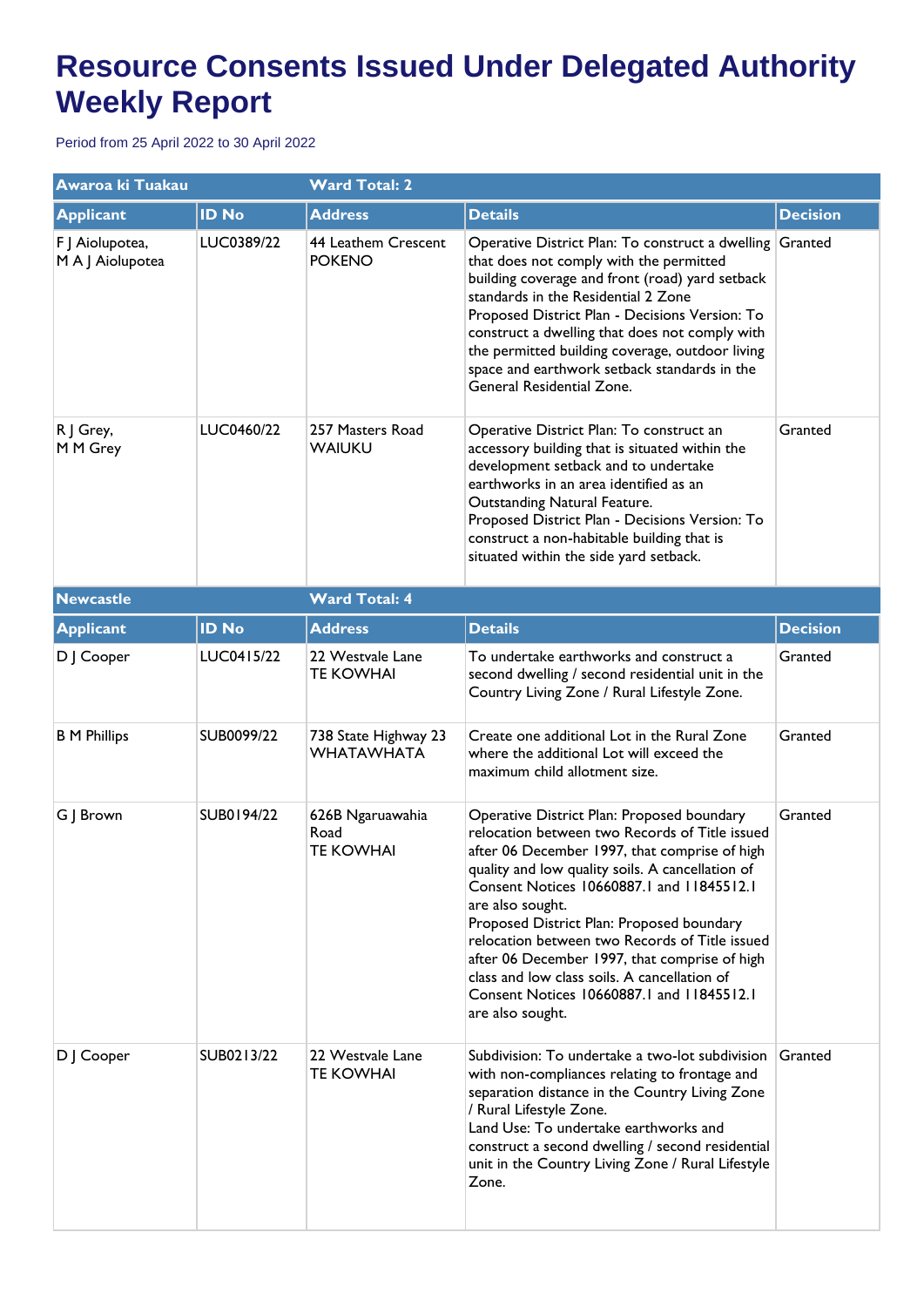# Resource Consents Issued Under Delegated Authority Weekly Report

Period from 25 April 2022 to 30 April 2022

| Awaroa ki Tuakau | | Ward Total: 2 | | |
|---|---|---|---|---|
| **Applicant** | **ID No** | **Address** | **Details** | **Decision** |
| F J Aiolupotea, M A J Aiolupotea | LUC0389/22 | 44 Leathem Crescent POKENO | Operative District Plan: To construct a dwelling that does not comply with the permitted building coverage and front (road) yard setback standards in the Residential 2 Zone<br>Proposed District Plan - Decisions Version: To construct a dwelling that does not comply with the permitted building coverage, outdoor living space and earthwork setback standards in the General Residential Zone. | Granted |
| R J Grey, M M Grey | LUC0460/22 | 257 Masters Road WAIUKU | Operative District Plan: To construct an accessory building that is situated within the development setback and to undertake earthworks in an area identified as an Outstanding Natural Feature.<br>Proposed District Plan - Decisions Version: To construct a non-habitable building that is situated within the side yard setback. | Granted |

| Newcastle | | Ward Total: 4 | | |
|---|---|---|---|---|
| **Applicant** | **ID No** | **Address** | **Details** | **Decision** |
| D J Cooper | LUC0415/22 | 22 Westvale Lane TE KOWHAI | To undertake earthworks and construct a second dwelling / second residential unit in the Country Living Zone / Rural Lifestyle Zone. | Granted |
| B M Phillips | SUB0099/22 | 738 State Highway 23 WHATAWHATA | Create one additional Lot in the Rural Zone where the additional Lot will exceed the maximum child allotment size. | Granted |
| G J Brown | SUB0194/22 | 626B Ngaruawahia Road TE KOWHAI | Operative District Plan: Proposed boundary relocation between two Records of Title issued after 06 December 1997, that comprise of high quality and low quality soils. A cancellation of Consent Notices 10660887.1 and 11845512.1 are also sought.<br>Proposed District Plan: Proposed boundary relocation between two Records of Title issued after 06 December 1997, that comprise of high class and low class soils. A cancellation of Consent Notices 10660887.1 and 11845512.1 are also sought. | Granted |
| D J Cooper | SUB0213/22 | 22 Westvale Lane TE KOWHAI | Subdivision: To undertake a two-lot subdivision with non-compliances relating to frontage and separation distance in the Country Living Zone / Rural Lifestyle Zone.<br>Land Use: To undertake earthworks and construct a second dwelling / second residential unit in the Country Living Zone / Rural Lifestyle Zone. | Granted |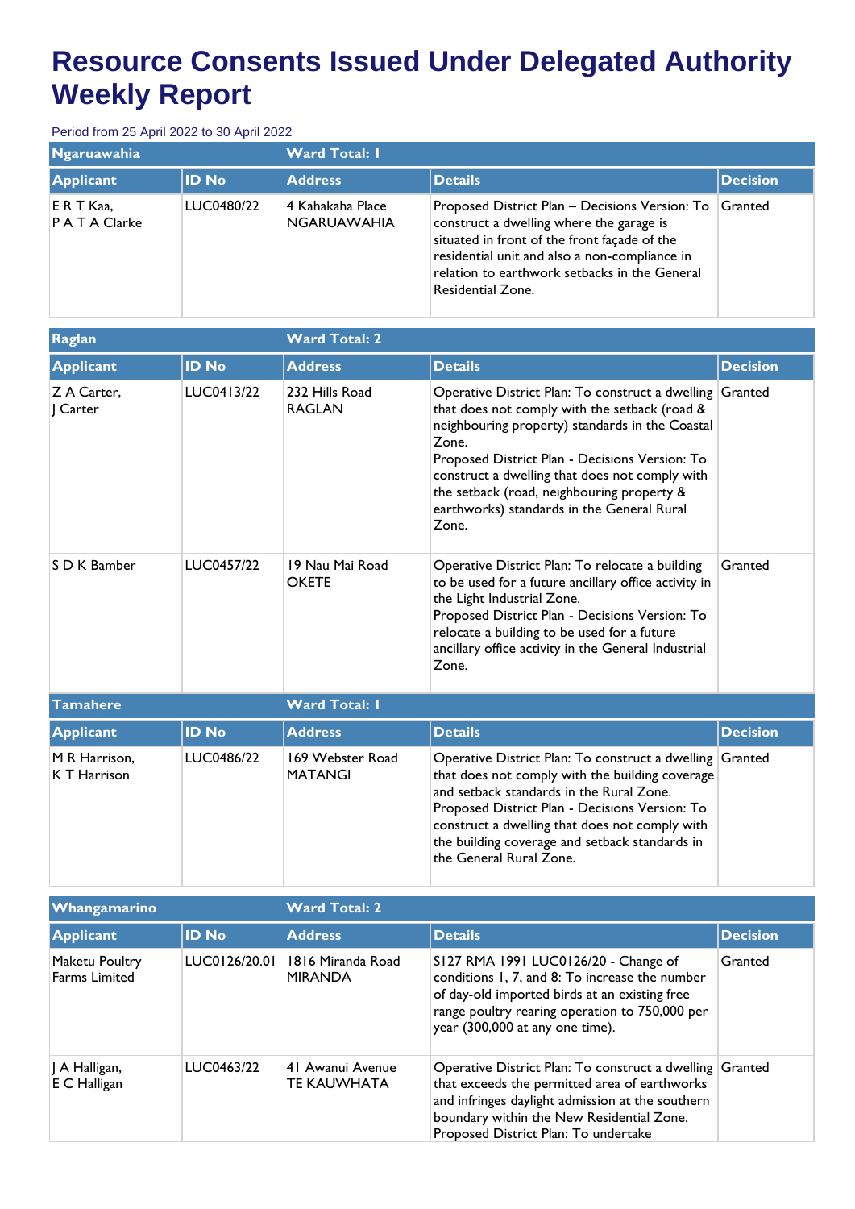# Resource Consents Issued Under Delegated Authority Weekly Report

Period from 25 April 2022 to 30 April 2022

| Ngaruawahia | | Ward Total: 1 | | |
|---|---|---|---|---|
| **Applicant** | **ID No** | **Address** | **Details** | **Decision** |
| E R T Kaa, P A T A Clarke | LUC0480/22 | 4 Kahakaha Place NGARUAWAHIA | Proposed District Plan – Decisions Version: To construct a dwelling where the garage is situated in front of the front façade of the residential unit and also a non-compliance in relation to earthwork setbacks in the General Residential Zone. | Granted |

| Raglan | | Ward Total: 2 | | |
|---|---|---|---|---|
| **Applicant** | **ID No** | **Address** | **Details** | **Decision** |
| Z A Carter, J Carter | LUC0413/22 | 232 Hills Road RAGLAN | Operative District Plan: To construct a dwelling that does not comply with the setback (road & neighbouring property) standards in the Coastal Zone. Proposed District Plan - Decisions Version: To construct a dwelling that does not comply with the setback (road, neighbouring property & earthworks) standards in the General Rural Zone. | Granted |
| S D K Bamber | LUC0457/22 | 19 Nau Mai Road OKETE | Operative District Plan: To relocate a building to be used for a future ancillary office activity in the Light Industrial Zone. Proposed District Plan - Decisions Version: To relocate a building to be used for a future ancillary office activity in the General Industrial Zone. | Granted |

| Tamahere | | Ward Total: 1 | | |
|---|---|---|---|---|
| **Applicant** | **ID No** | **Address** | **Details** | **Decision** |
| M R Harrison, K T Harrison | LUC0486/22 | 169 Webster Road MATANGI | Operative District Plan: To construct a dwelling that does not comply with the building coverage and setback standards in the Rural Zone. Proposed District Plan - Decisions Version: To construct a dwelling that does not comply with the building coverage and setback standards in the General Rural Zone. | Granted |

| Whangamarino | | Ward Total: 2 | | |
|---|---|---|---|---|
| **Applicant** | **ID No** | **Address** | **Details** | **Decision** |
| Maketu Poultry Farms Limited | LUC0126/20.01 | 1816 Miranda Road MIRANDA | S127 RMA 1991 LUC0126/20 - Change of conditions 1, 7, and 8: To increase the number of day-old imported birds at an existing free range poultry rearing operation to 750,000 per year (300,000 at any one time). | Granted |
| J A Halligan, E C Halligan | LUC0463/22 | 41 Awanui Avenue TE KAUWHATA | Operative District Plan: To construct a dwelling that exceeds the permitted area of earthworks and infringes daylight admission at the southern boundary within the New Residential Zone. Proposed District Plan: To undertake | Granted |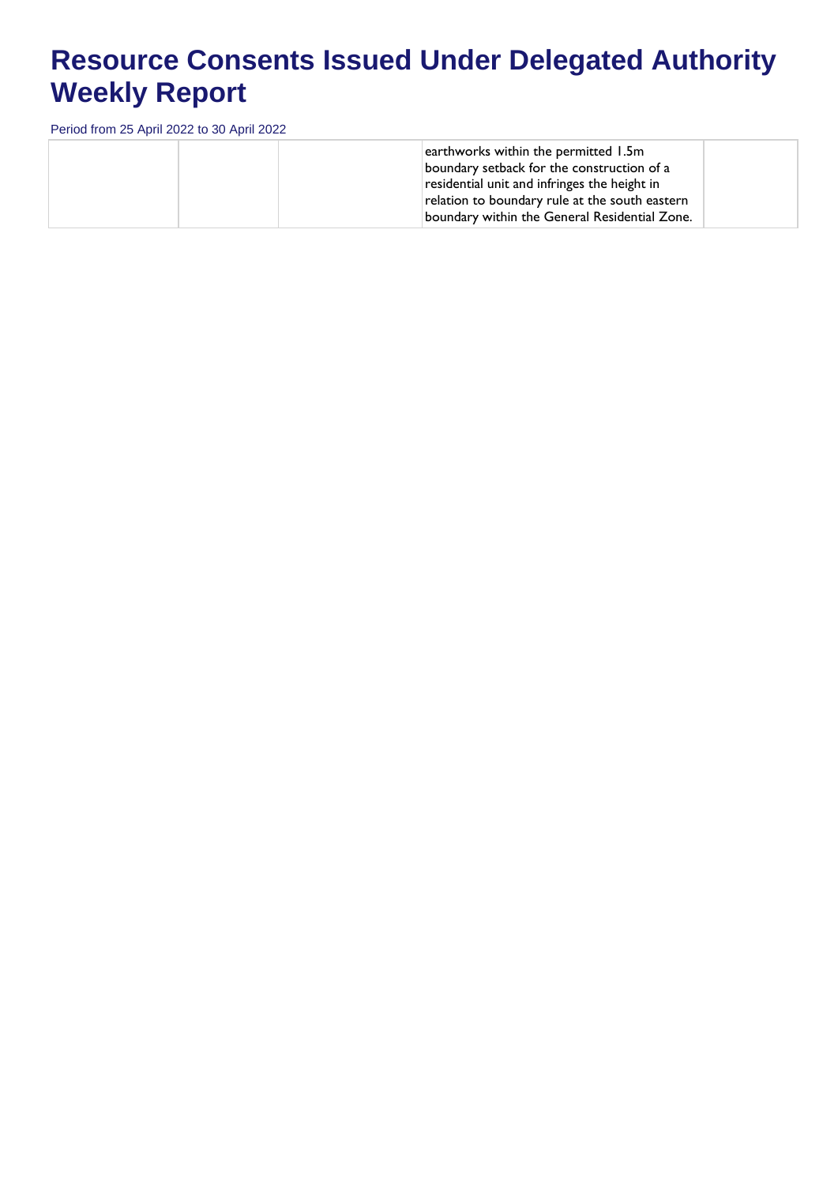# Resource Consents Issued Under Delegated Authority Weekly Report

Period from 25 April 2022 to 30 April 2022

| | | | | |
|---|---|---|---|---|
| | | | earthworks within the permitted 1.5m boundary setback for the construction of a residential unit and infringes the height in relation to boundary rule at the south eastern boundary within the General Residential Zone. | |